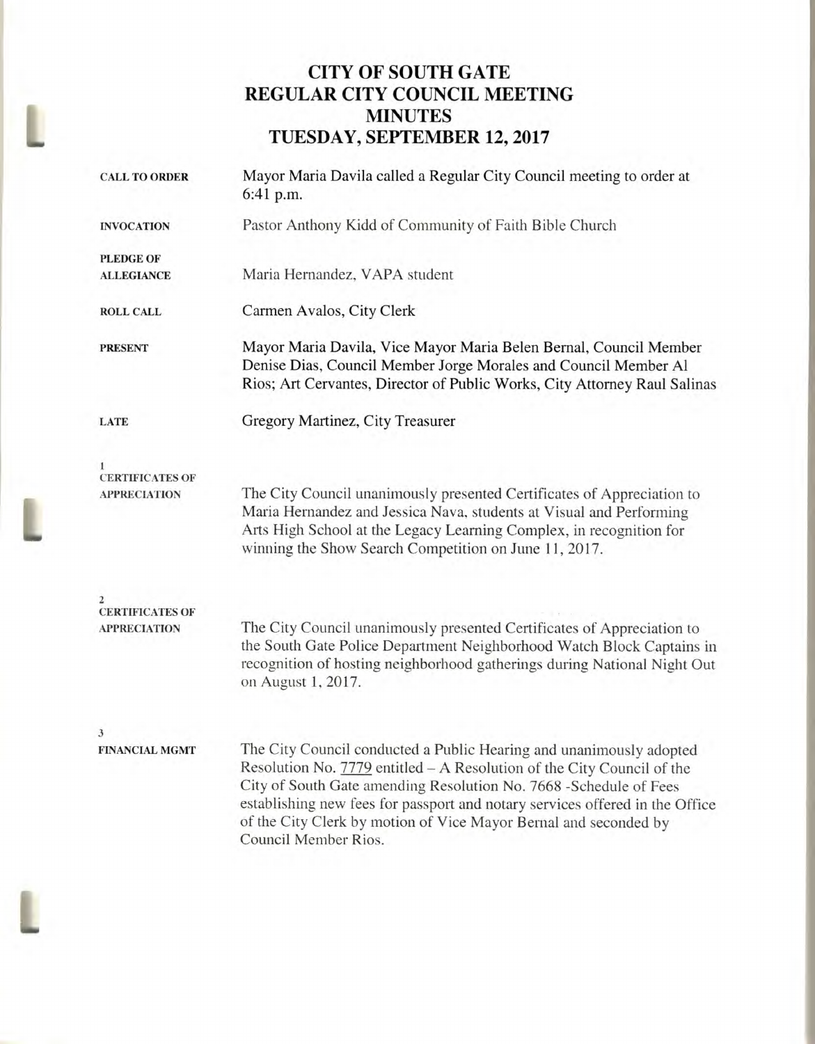# CITY OF SOUTH GATE
# REGULAR CITY COUNCIL MEETING
# MINUTES
# TUESDAY, SEPTEMBER 12, 2017

**CALL TO ORDER**

Mayor Maria Davila called a Regular City Council meeting to order at 6:41 p.m.

**INVOCATION**

Pastor Anthony Kidd of Community of Faith Bible Church

**PLEDGE OF ALLEGIANCE**

Maria Hernandez, VAPA student

**ROLL CALL**

Carmen Avalos, City Clerk

**PRESENT**

Mayor Maria Davila, Vice Mayor Maria Belen Bernal, Council Member Denise Dias, Council Member Jorge Morales and Council Member Al Rios; Art Cervantes, Director of Public Works, City Attorney Raul Salinas

**LATE**

Gregory Martinez, City Treasurer

**1**
**CERTIFICATES OF APPRECIATION**

The City Council unanimously presented Certificates of Appreciation to Maria Hernandez and Jessica Nava, students at Visual and Performing Arts High School at the Legacy Learning Complex, in recognition for winning the Show Search Competition on June 11, 2017.

**2**
**CERTIFICATES OF APPRECIATION**

The City Council unanimously presented Certificates of Appreciation to the South Gate Police Department Neighborhood Watch Block Captains in recognition of hosting neighborhood gatherings during National Night Out on August 1, 2017.

**3**
**FINANCIAL MGMT**

The City Council conducted a Public Hearing and unanimously adopted Resolution No. 7779 entitled – A Resolution of the City Council of the City of South Gate amending Resolution No. 7668 -Schedule of Fees establishing new fees for passport and notary services offered in the Office of the City Clerk by motion of Vice Mayor Bernal and seconded by Council Member Rios.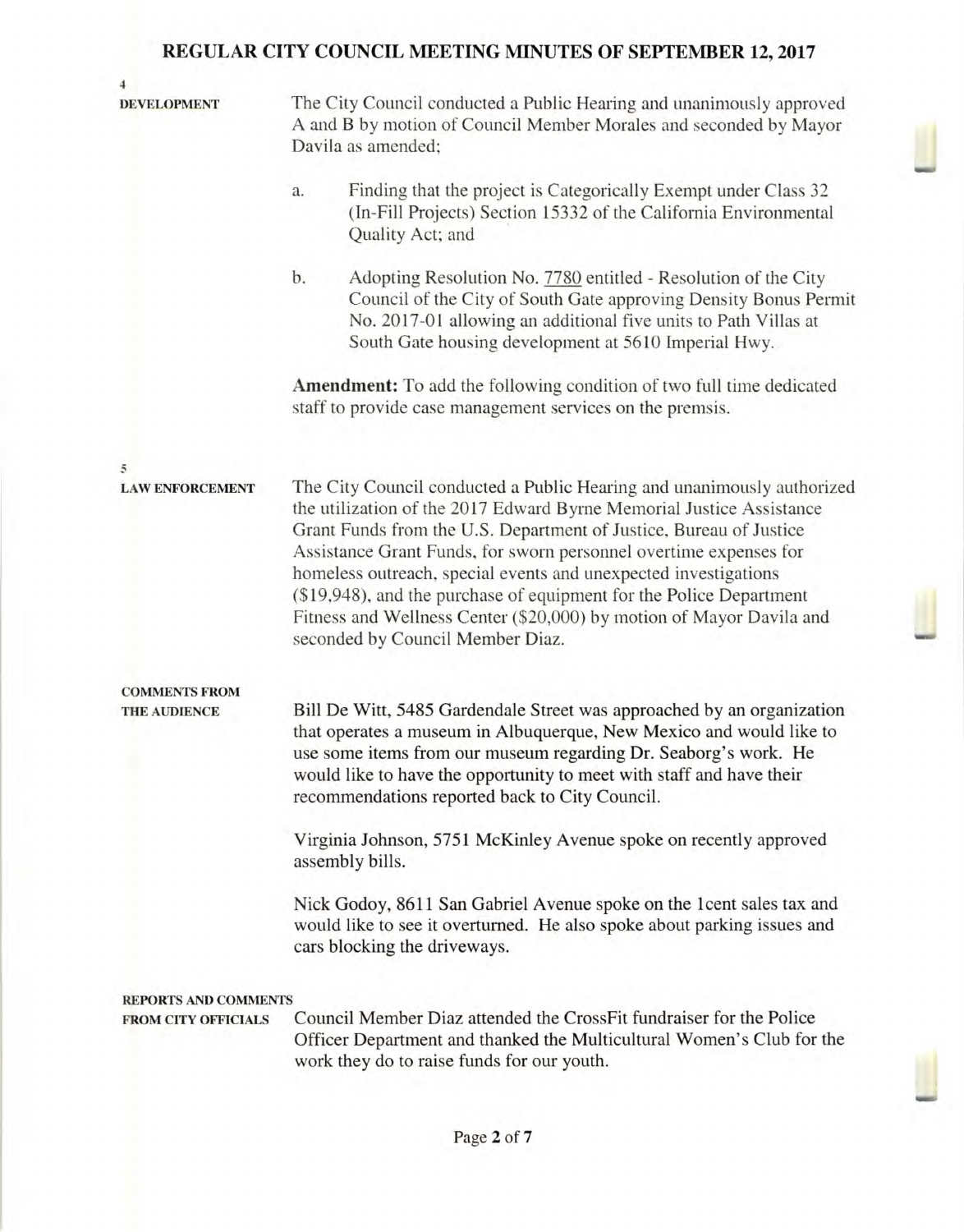**4**
**DEVELOPMENT**

The City Council conducted a Public Hearing and unanimously approved A and B by motion of Council Member Morales and seconded by Mayor Davila as amended;

a. Finding that the project is Categorically Exempt under Class 32 (In-Fill Projects) Section 15332 of the California Environmental Quality Act; and

b. Adopting Resolution No. 7780 entitled - Resolution of the City Council of the City of South Gate approving Density Bonus Permit No. 2017-01 allowing an additional five units to Path Villas at South Gate housing development at 5610 Imperial Hwy.

**Amendment:** To add the following condition of two full time dedicated staff to provide case management services on the premsis.

**5**
**LAW ENFORCEMENT**

The City Council conducted a Public Hearing and unanimously authorized the utilization of the 2017 Edward Byrne Memorial Justice Assistance Grant Funds from the U.S. Department of Justice, Bureau of Justice Assistance Grant Funds, for sworn personnel overtime expenses for homeless outreach, special events and unexpected investigations ($19,948), and the purchase of equipment for the Police Department Fitness and Wellness Center ($20,000) by motion of Mayor Davila and seconded by Council Member Diaz.

**COMMENTS FROM THE AUDIENCE**

Bill De Witt, 5485 Gardendale Street was approached by an organization that operates a museum in Albuquerque, New Mexico and would like to use some items from our museum regarding Dr. Seaborg's work. He would like to have the opportunity to meet with staff and have their recommendations reported back to City Council.

Virginia Johnson, 5751 McKinley Avenue spoke on recently approved assembly bills.

Nick Godoy, 8611 San Gabriel Avenue spoke on the 1cent sales tax and would like to see it overturned. He also spoke about parking issues and cars blocking the driveways.

**REPORTS AND COMMENTS FROM CITY OFFICIALS**

Council Member Diaz attended the CrossFit fundraiser for the Police Officer Department and thanked the Multicultural Women's Club for the work they do to raise funds for our youth.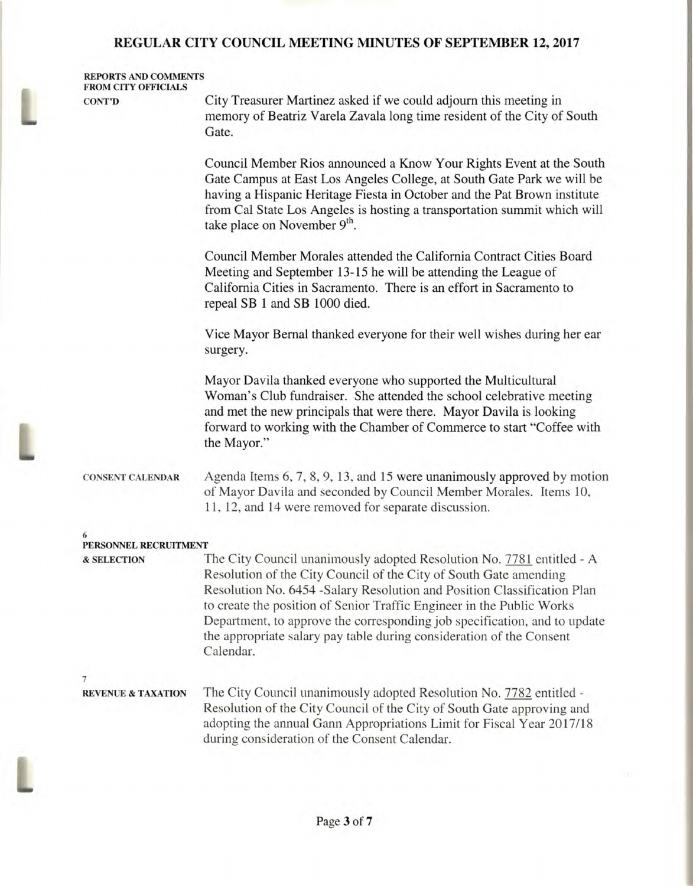**REPORTS AND COMMENTS FROM CITY OFFICIALS CONT'D**

City Treasurer Martinez asked if we could adjourn this meeting in memory of Beatriz Varela Zavala long time resident of the City of South Gate.

Council Member Rios announced a Know Your Rights Event at the South Gate Campus at East Los Angeles College, at South Gate Park we will be having a Hispanic Heritage Fiesta in October and the Pat Brown institute from Cal State Los Angeles is hosting a transportation summit which will take place on November 9th.

Council Member Morales attended the California Contract Cities Board Meeting and September 13-15 he will be attending the League of California Cities in Sacramento. There is an effort in Sacramento to repeal SB 1 and SB 1000 died.

Vice Mayor Bernal thanked everyone for their well wishes during her ear surgery.

Mayor Davila thanked everyone who supported the Multicultural Woman's Club fundraiser. She attended the school celebrative meeting and met the new principals that were there. Mayor Davila is looking forward to working with the Chamber of Commerce to start "Coffee with the Mayor."

**CONSENT CALENDAR**

Agenda Items 6, 7, 8, 9, 13, and 15 were unanimously approved by motion of Mayor Davila and seconded by Council Member Morales. Items 10, 11, 12, and 14 were removed for separate discussion.

**6**
**PERSONNEL RECRUITMENT & SELECTION**

The City Council unanimously adopted Resolution No. 7781 entitled - A Resolution of the City Council of the City of South Gate amending Resolution No. 6454 -Salary Resolution and Position Classification Plan to create the position of Senior Traffic Engineer in the Public Works Department, to approve the corresponding job specification, and to update the appropriate salary pay table during consideration of the Consent Calendar.

**7**
**REVENUE & TAXATION**

The City Council unanimously adopted Resolution No. 7782 entitled - Resolution of the City Council of the City of South Gate approving and adopting the annual Gann Appropriations Limit for Fiscal Year 2017/18 during consideration of the Consent Calendar.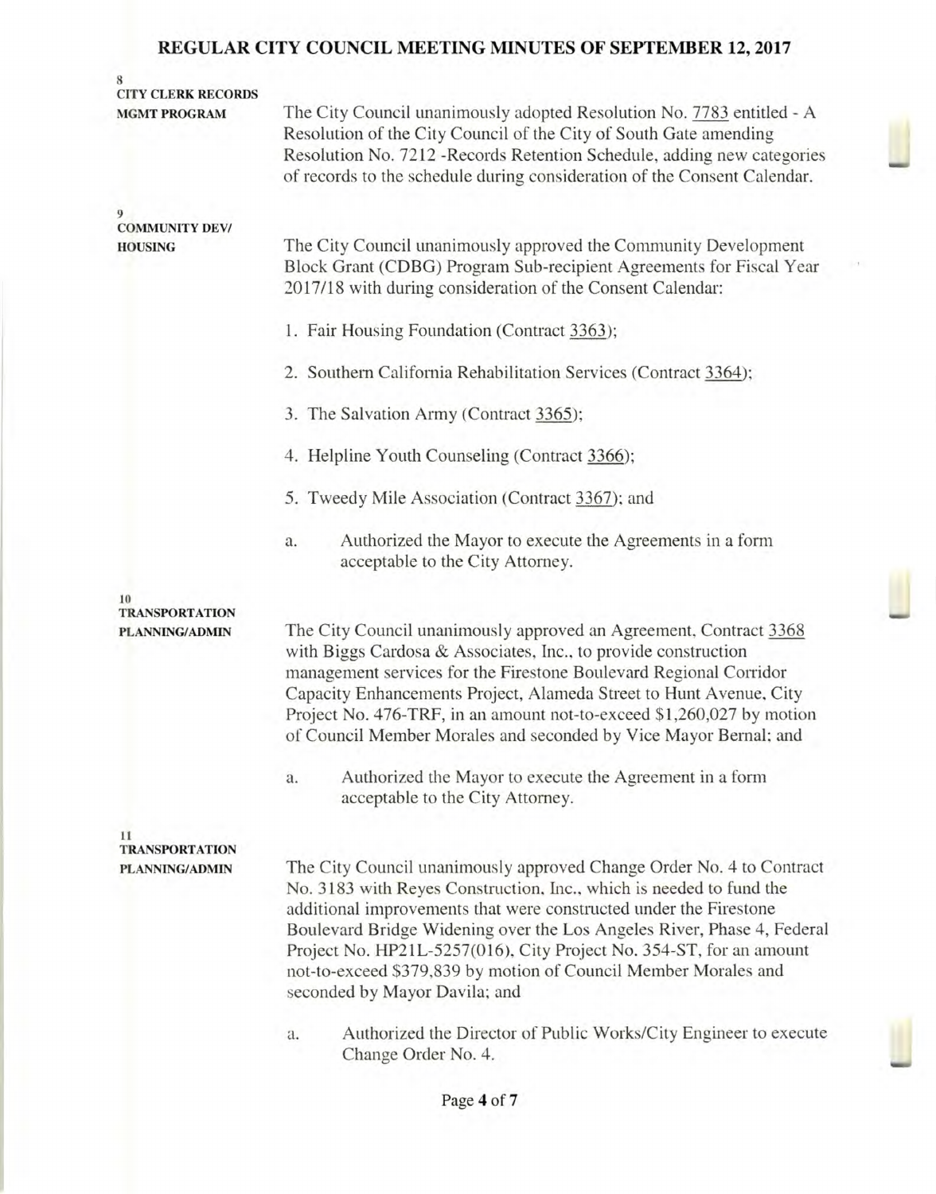**8**
**CITY CLERK RECORDS MGMT PROGRAM**

The City Council unanimously adopted Resolution No. 7783 entitled - A Resolution of the City Council of the City of South Gate amending Resolution No. 7212 -Records Retention Schedule, adding new categories of records to the schedule during consideration of the Consent Calendar.

**9**
**COMMUNITY DEV/ HOUSING**

The City Council unanimously approved the Community Development Block Grant (CDBG) Program Sub-recipient Agreements for Fiscal Year 2017/18 with during consideration of the Consent Calendar:

1. Fair Housing Foundation (Contract 3363);

2. Southern California Rehabilitation Services (Contract 3364);

3. The Salvation Army (Contract 3365);

4. Helpline Youth Counseling (Contract 3366);

5. Tweedy Mile Association (Contract 3367); and

a. Authorized the Mayor to execute the Agreements in a form acceptable to the City Attorney.

**10**
**TRANSPORTATION PLANNING/ADMIN**

The City Council unanimously approved an Agreement, Contract 3368 with Biggs Cardosa & Associates, Inc., to provide construction management services for the Firestone Boulevard Regional Corridor Capacity Enhancements Project, Alameda Street to Hunt Avenue, City Project No. 476-TRF, in an amount not-to-exceed $1,260,027 by motion of Council Member Morales and seconded by Vice Mayor Bernal; and

a. Authorized the Mayor to execute the Agreement in a form acceptable to the City Attorney.

**11**
**TRANSPORTATION PLANNING/ADMIN**

The City Council unanimously approved Change Order No. 4 to Contract No. 3183 with Reyes Construction, Inc., which is needed to fund the additional improvements that were constructed under the Firestone Boulevard Bridge Widening over the Los Angeles River, Phase 4, Federal Project No. HP21L-5257(016), City Project No. 354-ST, for an amount not-to-exceed $379,839 by motion of Council Member Morales and seconded by Mayor Davila; and

a. Authorized the Director of Public Works/City Engineer to execute Change Order No. 4.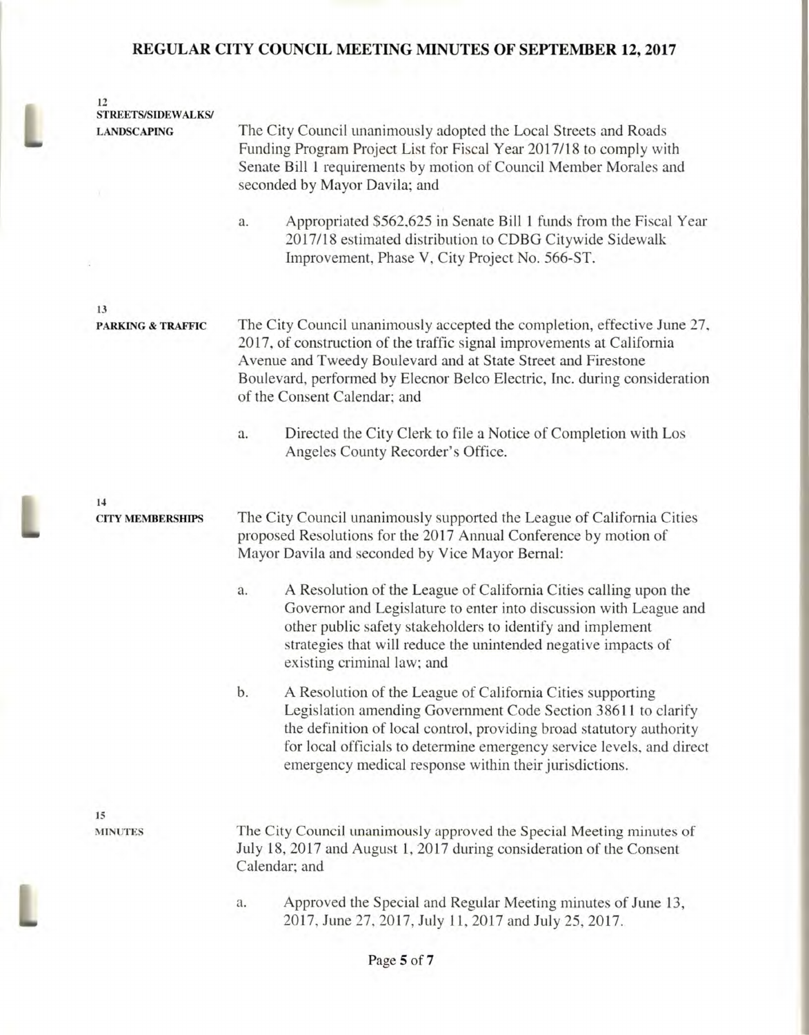**12**
**STREETS/SIDEWALKS/ LANDSCAPING**

The City Council unanimously adopted the Local Streets and Roads Funding Program Project List for Fiscal Year 2017/18 to comply with Senate Bill 1 requirements by motion of Council Member Morales and seconded by Mayor Davila; and

a. Appropriated $562,625 in Senate Bill 1 funds from the Fiscal Year 2017/18 estimated distribution to CDBG Citywide Sidewalk Improvement, Phase V, City Project No. 566-ST.

**13**
**PARKING & TRAFFIC**

The City Council unanimously accepted the completion, effective June 27, 2017, of construction of the traffic signal improvements at California Avenue and Tweedy Boulevard and at State Street and Firestone Boulevard, performed by Elecnor Belco Electric, Inc. during consideration of the Consent Calendar; and

a. Directed the City Clerk to file a Notice of Completion with Los Angeles County Recorder's Office.

**14**
**CITY MEMBERSHIPS**

The City Council unanimously supported the League of California Cities proposed Resolutions for the 2017 Annual Conference by motion of Mayor Davila and seconded by Vice Mayor Bernal:

a. A Resolution of the League of California Cities calling upon the Governor and Legislature to enter into discussion with League and other public safety stakeholders to identify and implement strategies that will reduce the unintended negative impacts of existing criminal law; and

b. A Resolution of the League of California Cities supporting Legislation amending Government Code Section 38611 to clarify the definition of local control, providing broad statutory authority for local officials to determine emergency service levels, and direct emergency medical response within their jurisdictions.

**15**
**MINUTES**

The City Council unanimously approved the Special Meeting minutes of July 18, 2017 and August 1, 2017 during consideration of the Consent Calendar; and

a. Approved the Special and Regular Meeting minutes of June 13, 2017, June 27, 2017, July 11, 2017 and July 25, 2017.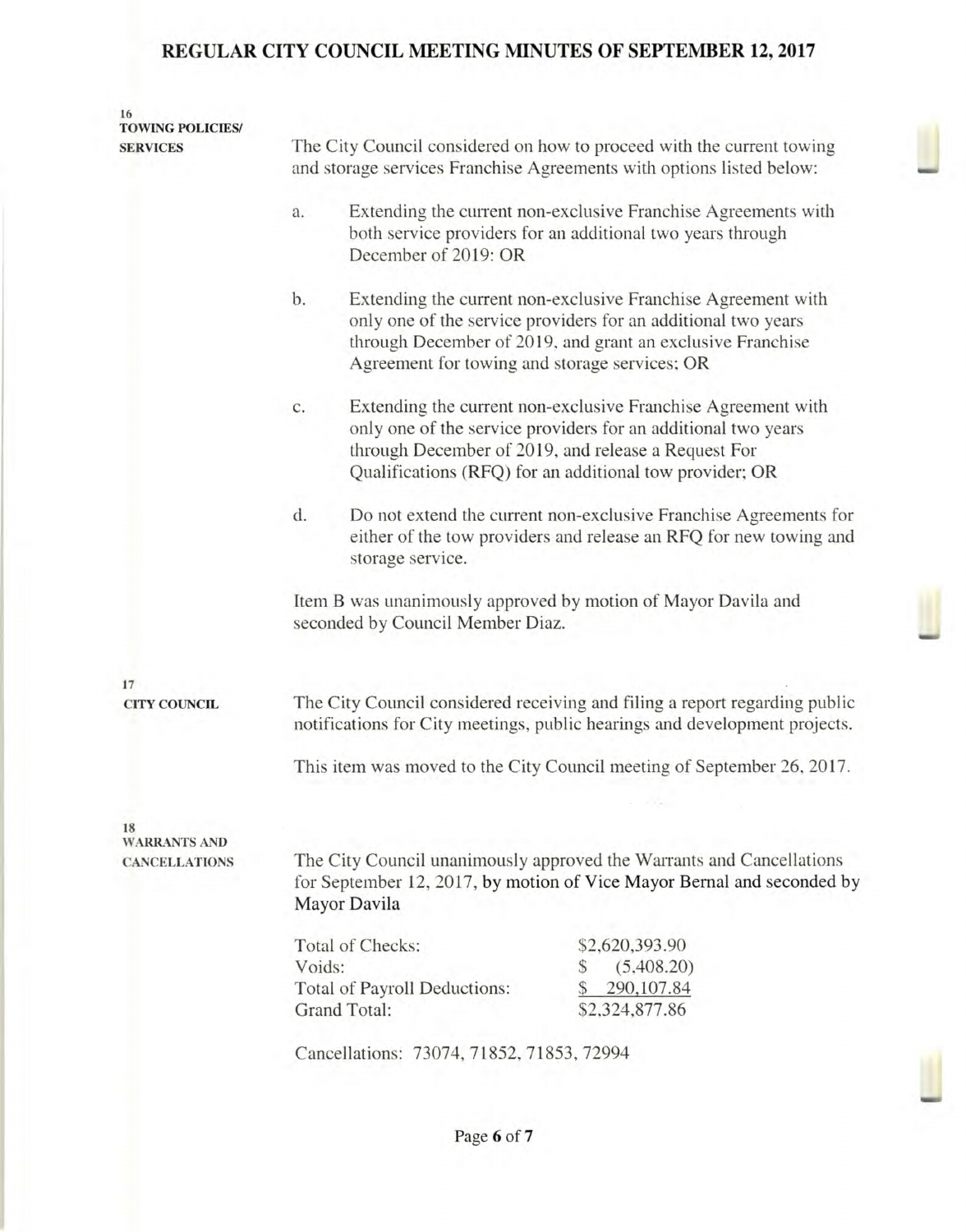**16**
**TOWING POLICIES/ SERVICES**

The City Council considered on how to proceed with the current towing and storage services Franchise Agreements with options listed below:

a. Extending the current non-exclusive Franchise Agreements with both service providers for an additional two years through December of 2019: OR

b. Extending the current non-exclusive Franchise Agreement with only one of the service providers for an additional two years through December of 2019, and grant an exclusive Franchise Agreement for towing and storage services; OR

c. Extending the current non-exclusive Franchise Agreement with only one of the service providers for an additional two years through December of 2019, and release a Request For Qualifications (RFQ) for an additional tow provider; OR

d. Do not extend the current non-exclusive Franchise Agreements for either of the tow providers and release an RFQ for new towing and storage service.

Item B was unanimously approved by motion of Mayor Davila and seconded by Council Member Diaz.

**17**
**CITY COUNCIL**

The City Council considered receiving and filing a report regarding public notifications for City meetings, public hearings and development projects.

This item was moved to the City Council meeting of September 26, 2017.

**18**
**WARRANTS AND CANCELLATIONS**

The City Council unanimously approved the Warrants and Cancellations for September 12, 2017, by motion of Vice Mayor Bernal and seconded by Mayor Davila

| | |
|---|---|
| Total of Checks: | $2,620,393.90 |
| Voids: | $ (5,408.20) |
| Total of Payroll Deductions: | $ 290,107.84 |
| Grand Total: | $2,324,877.86 |

Cancellations: 73074, 71852, 71853, 72994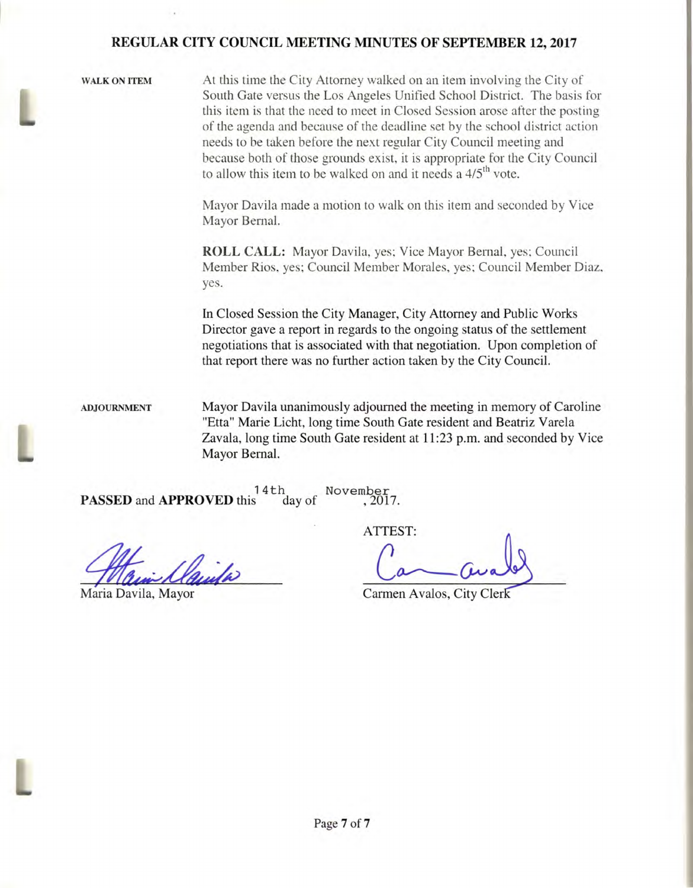## REGULAR CITY COUNCIL MEETING MINUTES OF SEPTEMBER 12, 2017

**WALK ON ITEM**

At this time the City Attorney walked on an item involving the City of South Gate versus the Los Angeles Unified School District. The basis for this item is that the need to meet in Closed Session arose after the posting of the agenda and because of the deadline set by the school district action needs to be taken before the next regular City Council meeting and because both of those grounds exist, it is appropriate for the City Council to allow this item to be walked on and it needs a 4/5[th] vote.

Mayor Davila made a motion to walk on this item and seconded by Vice Mayor Bernal.

**ROLL CALL:** Mayor Davila, yes; Vice Mayor Bernal, yes; Council Member Rios, yes; Council Member Morales, yes; Council Member Diaz, yes.

In Closed Session the City Manager, City Attorney and Public Works Director gave a report in regards to the ongoing status of the settlement negotiations that is associated with that negotiation. Upon completion of that report there was no further action taken by the City Council.

**ADJOURNMENT**

Mayor Davila unanimously adjourned the meeting in memory of Caroline "Etta" Marie Licht, long time South Gate resident and Beatriz Varela Zavala, long time South Gate resident at 11:23 p.m. and seconded by Vice Mayor Bernal.

**PASSED** and **APPROVED** this 14th day of November, 2017.

ATTEST:

Maria Davila, Mayor

Carmen Avalos, City Clerk